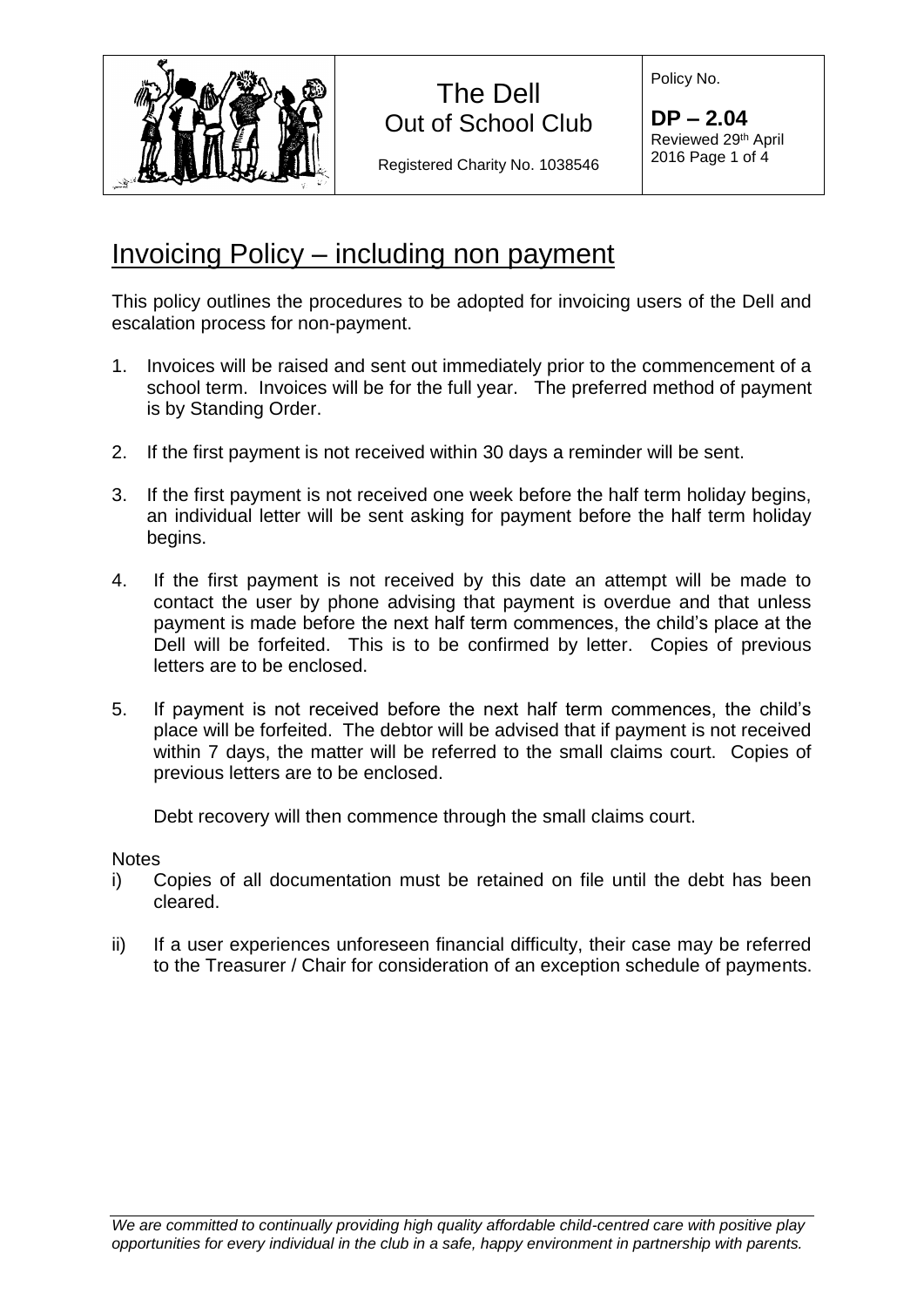The Dell
Out of School Club

Registered Charity No. 1038546

Policy No.

**DP – 2.04**
Reviewed 29th April 2016

# Invoicing Policy – including non payment

This policy outlines the procedures to be adopted for invoicing users of the Dell and escalation process for non-payment.

1. Invoices will be raised and sent out immediately prior to the commencement of a school term. Invoices will be for the full year. The preferred method of payment is by Standing Order.

2. If the first payment is not received within 30 days a reminder will be sent.

3. If the first payment is not received one week before the half term holiday begins, an individual letter will be sent asking for payment before the half term holiday begins.

4. If the first payment is not received by this date an attempt will be made to contact the user by phone advising that payment is overdue and that unless payment is made before the next half term commences, the child's place at the Dell will be forfeited. This is to be confirmed by letter. Copies of previous letters are to be enclosed.

5. If payment is not received before the next half term commences, the child's place will be forfeited. The debtor will be advised that if payment is not received within 7 days, the matter will be referred to the small claims court. Copies of previous letters are to be enclosed.

   Debt recovery will then commence through the small claims court.

Notes

i) Copies of all documentation must be retained on file until the debt has been cleared.

ii) If a user experiences unforeseen financial difficulty, their case may be referred to the Treasurer / Chair for consideration of an exception schedule of payments.

*We are committed to continually providing high quality affordable child-centred care with positive play opportunities for every individual in the club in a safe, happy environment in partnership with parents.*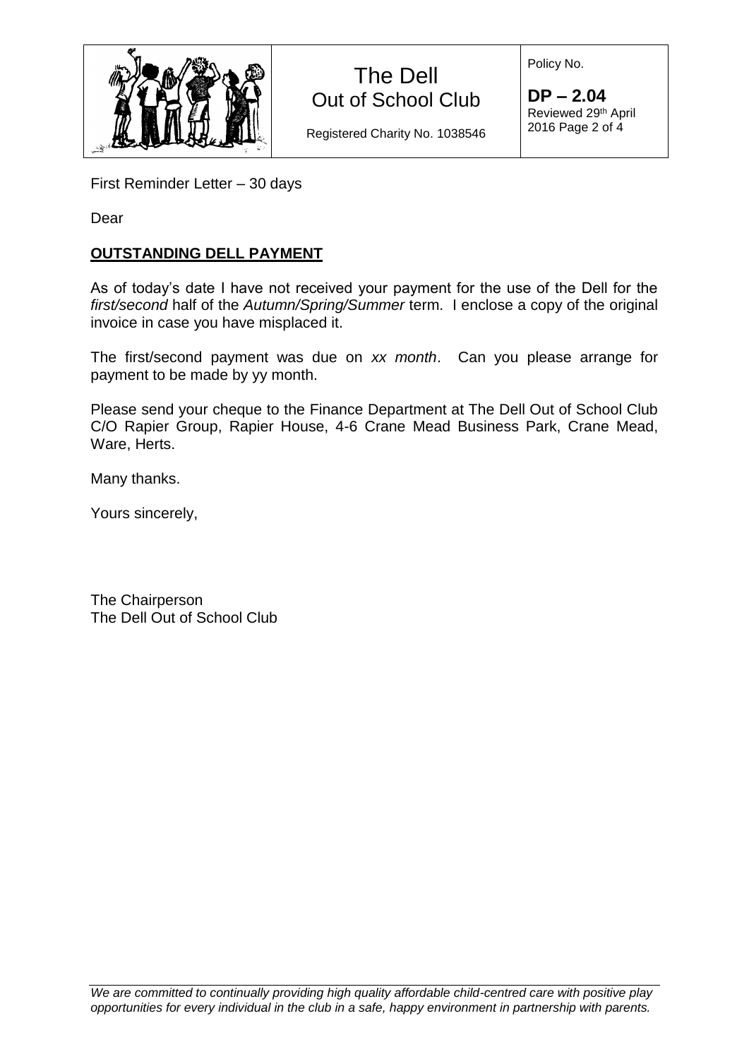First Reminder Letter – 30 days

Dear

## **OUTSTANDING DELL PAYMENT**

As of today's date I have not received your payment for the use of the Dell for the *first/second* half of the *Autumn/Spring/Summer* term. I enclose a copy of the original invoice in case you have misplaced it.

The first/second payment was due on *xx month*. Can you please arrange for payment to be made by yy month.

Please send your cheque to the Finance Department at The Dell Out of School Club C/O Rapier Group, Rapier House, 4-6 Crane Mead Business Park, Crane Mead, Ware, Herts.

Many thanks.

Yours sincerely,

The Chairperson
The Dell Out of School Club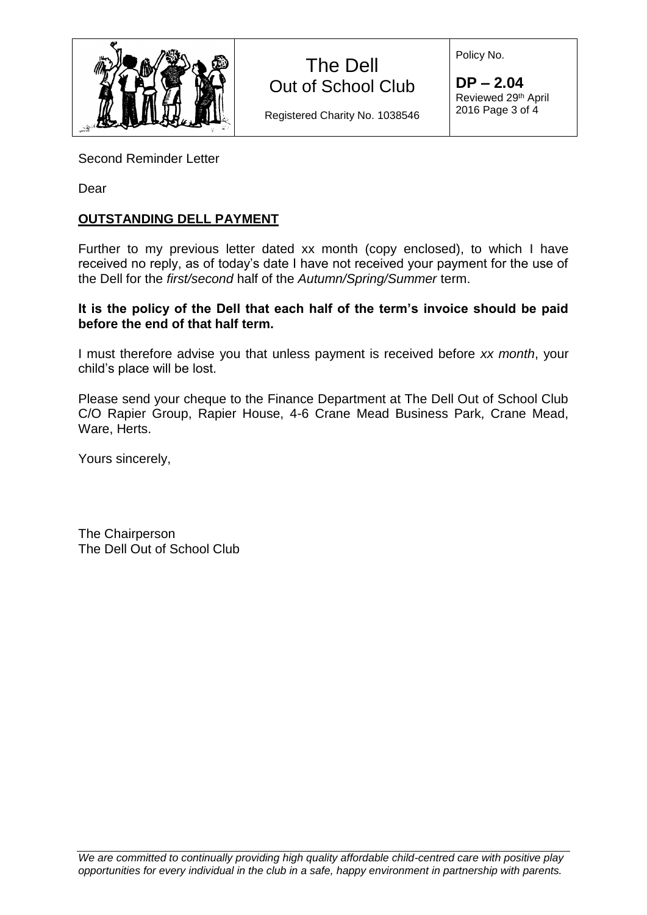Second Reminder Letter

Dear

**OUTSTANDING DELL PAYMENT**

Further to my previous letter dated xx month (copy enclosed), to which I have received no reply, as of today's date I have not received your payment for the use of the Dell for the *first/second* half of the *Autumn/Spring/Summer* term.

**It is the policy of the Dell that each half of the term's invoice should be paid before the end of that half term.**

I must therefore advise you that unless payment is received before *xx month*, your child's place will be lost.

Please send your cheque to the Finance Department at The Dell Out of School Club C/O Rapier Group, Rapier House, 4-6 Crane Mead Business Park, Crane Mead, Ware, Herts.

Yours sincerely,

The Chairperson
The Dell Out of School Club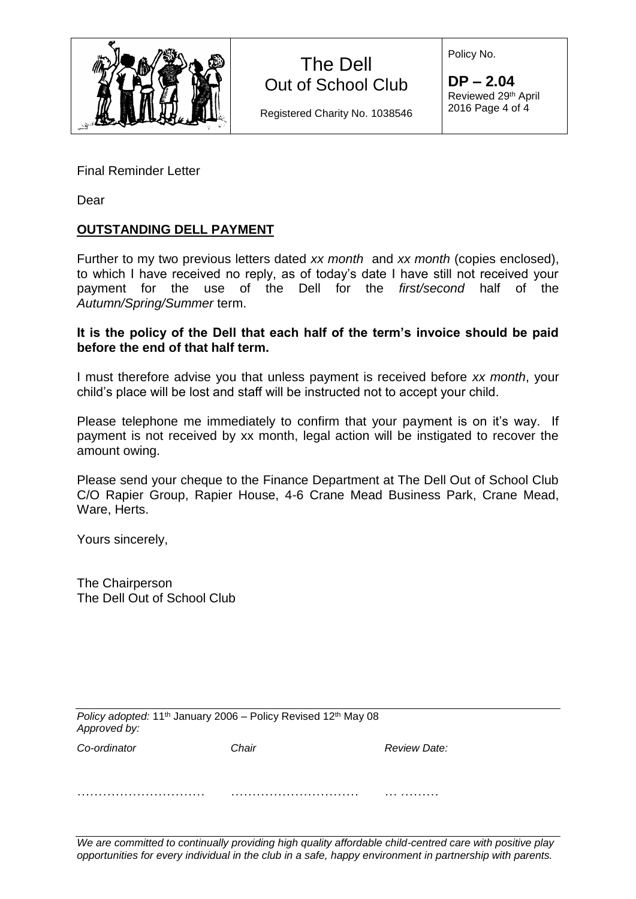Final Reminder Letter

Dear

**OUTSTANDING DELL PAYMENT**

Further to my two previous letters dated *xx month* and *xx month* (copies enclosed), to which I have received no reply, as of today's date I have still not received your payment for the use of the Dell for the *first/second* half of the *Autumn/Spring/Summer* term.

**It is the policy of the Dell that each half of the term's invoice should be paid before the end of that half term.**

I must therefore advise you that unless payment is received before *xx month*, your child's place will be lost and staff will be instructed not to accept your child.

Please telephone me immediately to confirm that your payment is on it's way. If payment is not received by xx month, legal action will be instigated to recover the amount owing.

Please send your cheque to the Finance Department at The Dell Out of School Club C/O Rapier Group, Rapier House, 4-6 Crane Mead Business Park, Crane Mead, Ware, Herts.

Yours sincerely,

The Chairperson
The Dell Out of School Club

*Policy adopted:* 11th January 2006 – Policy Revised 12th May 08
*Approved by:*

| | | |
|---|---|---|
| *Co-ordinator* | *Chair* | *Review Date:* |
| ………………………… | ………………………… | … ……… |

*We are committed to continually providing high quality affordable child-centred care with positive play opportunities for every individual in the club in a safe, happy environment in partnership with parents.*